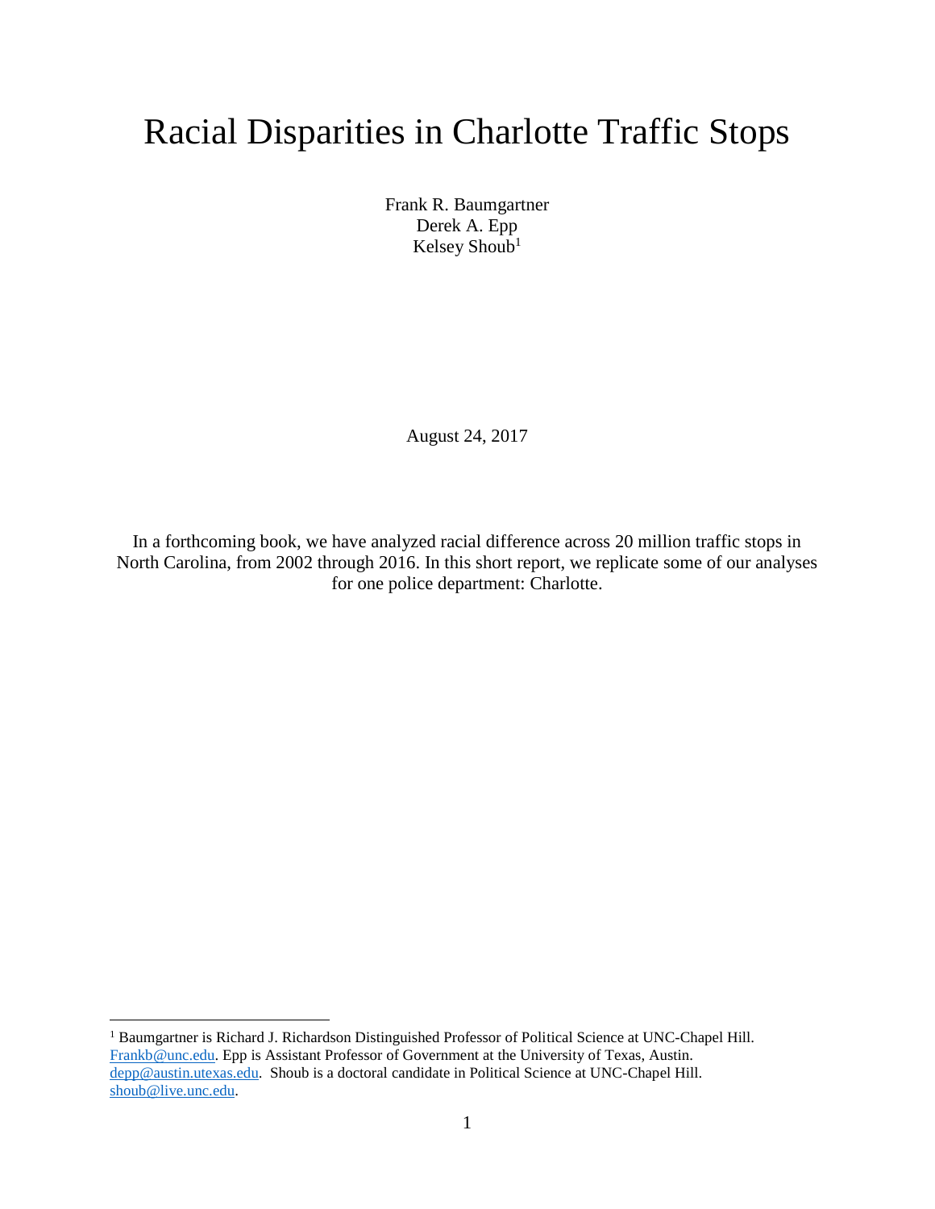# Racial Disparities in Charlotte Traffic Stops

Frank R. Baumgartner
Derek A. Epp
Kelsey Shoub[1]

August 24, 2017

In a forthcoming book, we have analyzed racial difference across 20 million traffic stops in North Carolina, from 2002 through 2016. In this short report, we replicate some of our analyses for one police department: Charlotte.

---

[1] Baumgartner is Richard J. Richardson Distinguished Professor of Political Science at UNC-Chapel Hill. Frankb@unc.edu. Epp is Assistant Professor of Government at the University of Texas, Austin. depp@austin.utexas.edu. Shoub is a doctoral candidate in Political Science at UNC-Chapel Hill. shoub@live.unc.edu.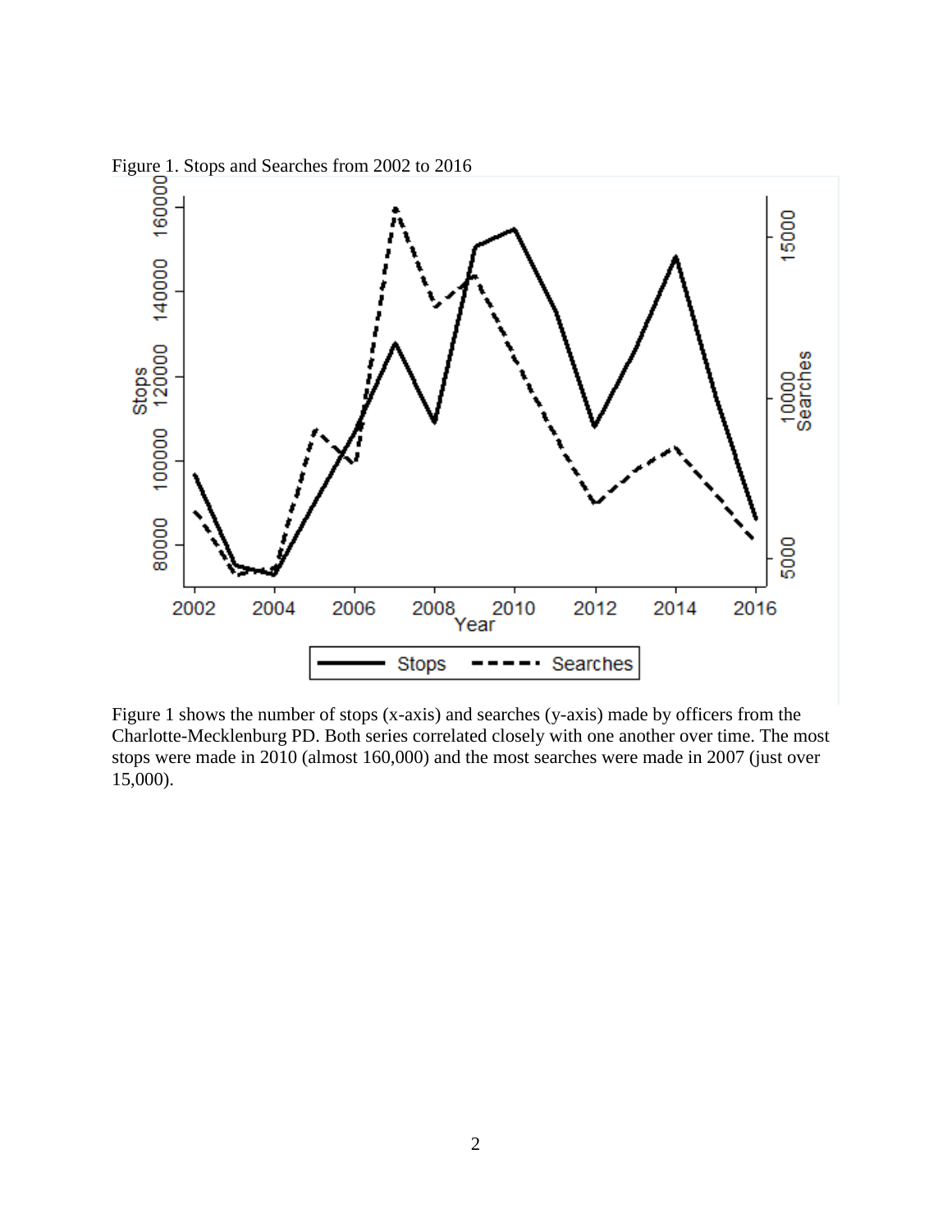Figure 1. Stops and Searches from 2002 to 2016

Figure 1 shows the number of stops (x-axis) and searches (y-axis) made by officers from the Charlotte-Mecklenburg PD. Both series correlated closely with one another over time. The most stops were made in 2010 (almost 160,000) and the most searches were made in 2007 (just over 15,000).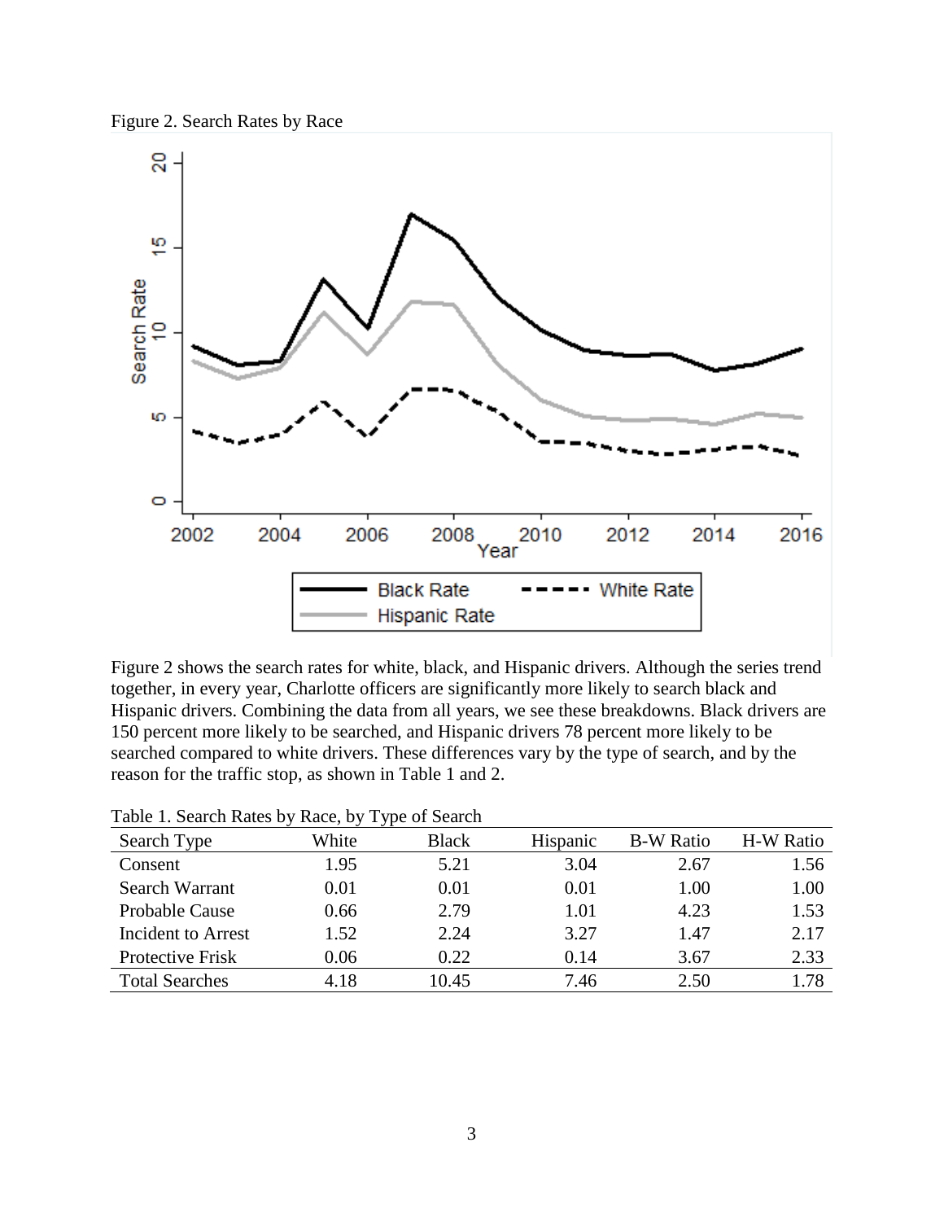Figure 2. Search Rates by Race

Figure 2 shows the search rates for white, black, and Hispanic drivers. Although the series trend together, in every year, Charlotte officers are significantly more likely to search black and Hispanic drivers. Combining the data from all years, we see these breakdowns. Black drivers are 150 percent more likely to be searched, and Hispanic drivers 78 percent more likely to be searched compared to white drivers. These differences vary by the type of search, and by the reason for the traffic stop, as shown in Table 1 and 2.

Table 1. Search Rates by Race, by Type of Search

| Search Type | White | Black | Hispanic | B-W Ratio | H-W Ratio |
|---|---|---|---|---|---|
| Consent | 1.95 | 5.21 | 3.04 | 2.67 | 1.56 |
| Search Warrant | 0.01 | 0.01 | 0.01 | 1.00 | 1.00 |
| Probable Cause | 0.66 | 2.79 | 1.01 | 4.23 | 1.53 |
| Incident to Arrest | 1.52 | 2.24 | 3.27 | 1.47 | 2.17 |
| Protective Frisk | 0.06 | 0.22 | 0.14 | 3.67 | 2.33 |
| Total Searches | 4.18 | 10.45 | 7.46 | 2.50 | 1.78 |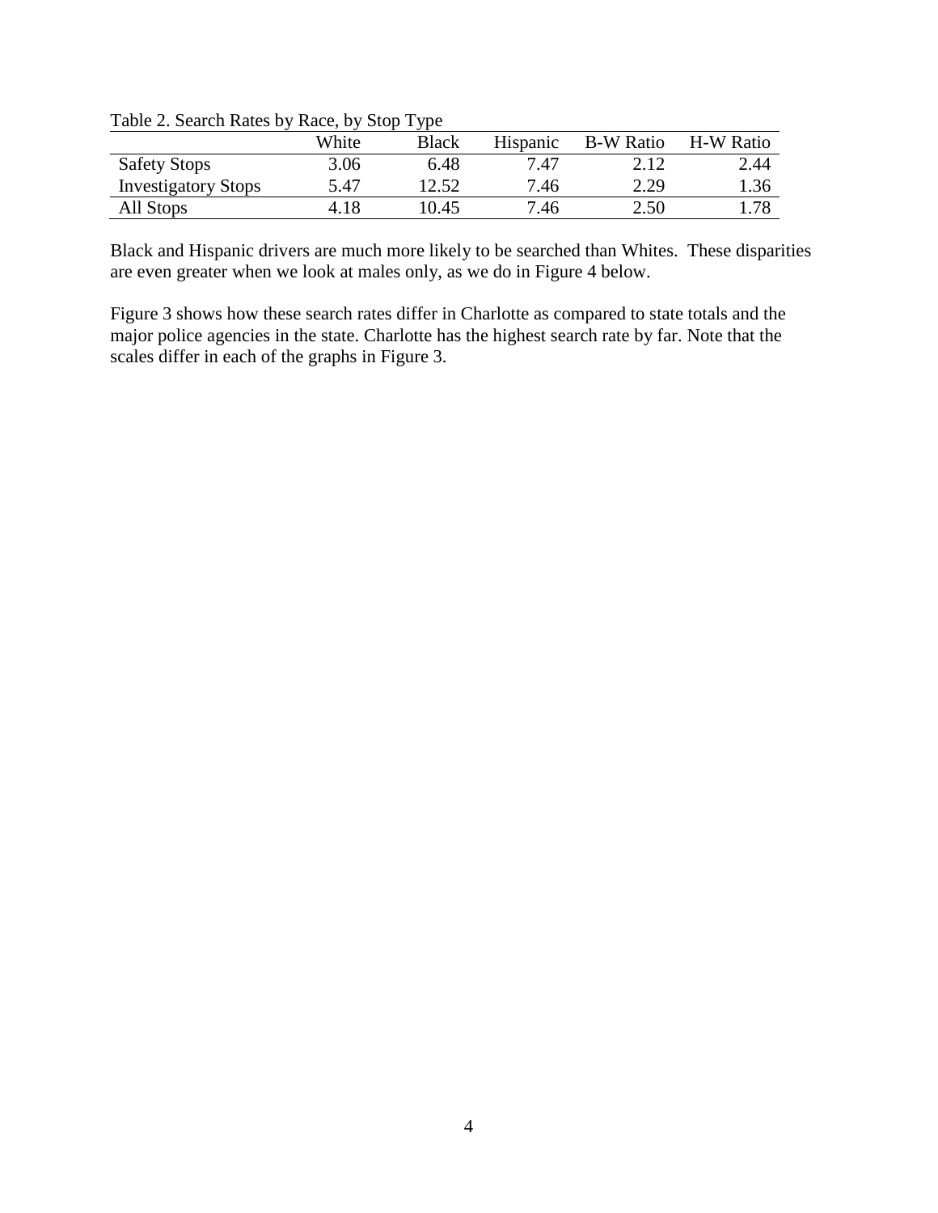Table 2. Search Rates by Race, by Stop Type

| | White | Black | Hispanic | B-W Ratio | H-W Ratio |
|---|---|---|---|---|---|
| Safety Stops | 3.06 | 6.48 | 7.47 | 2.12 | 2.44 |
| Investigatory Stops | 5.47 | 12.52 | 7.46 | 2.29 | 1.36 |
| All Stops | 4.18 | 10.45 | 7.46 | 2.50 | 1.78 |

Black and Hispanic drivers are much more likely to be searched than Whites. These disparities are even greater when we look at males only, as we do in Figure 4 below.

Figure 3 shows how these search rates differ in Charlotte as compared to state totals and the major police agencies in the state. Charlotte has the highest search rate by far. Note that the scales differ in each of the graphs in Figure 3.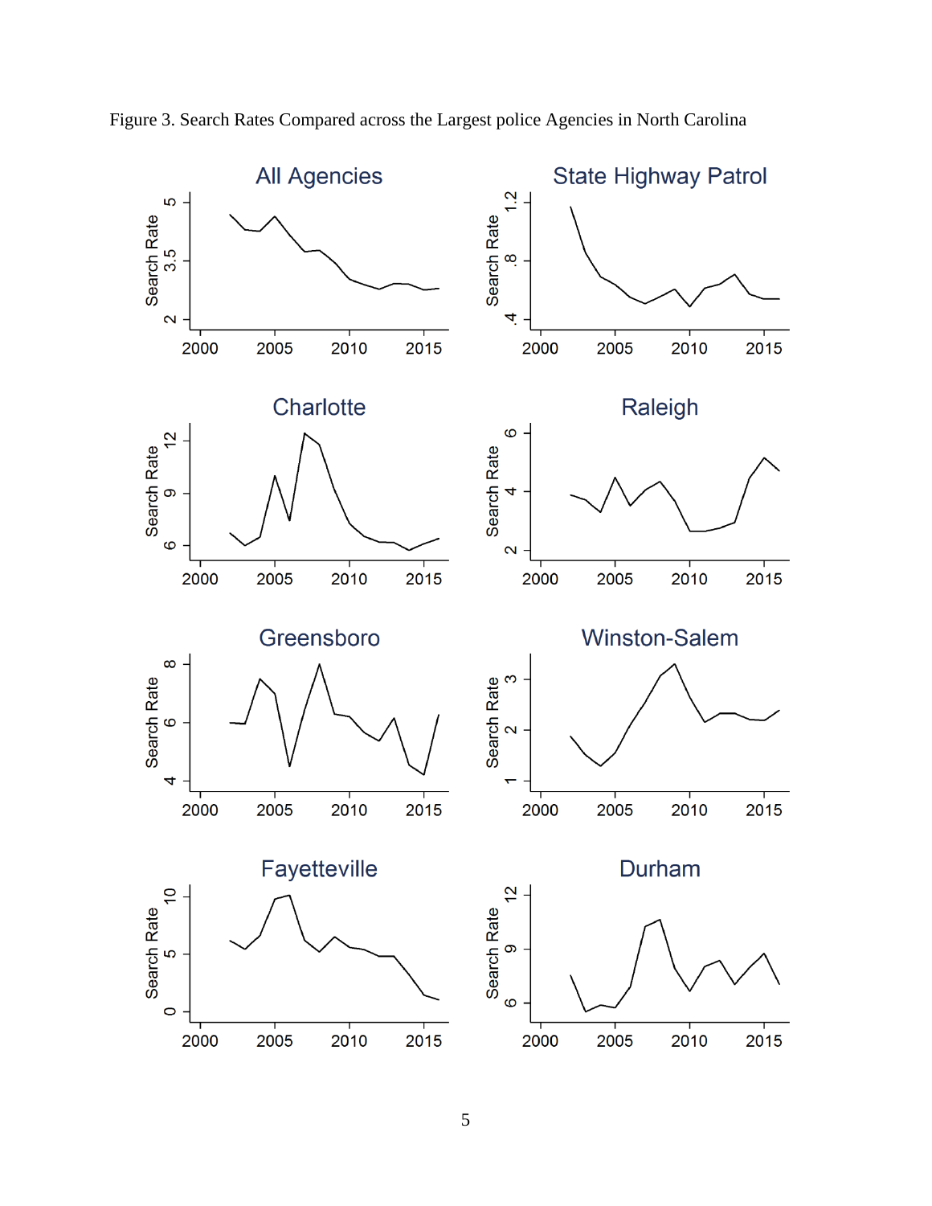Figure 3. Search Rates Compared across the Largest police Agencies in North Carolina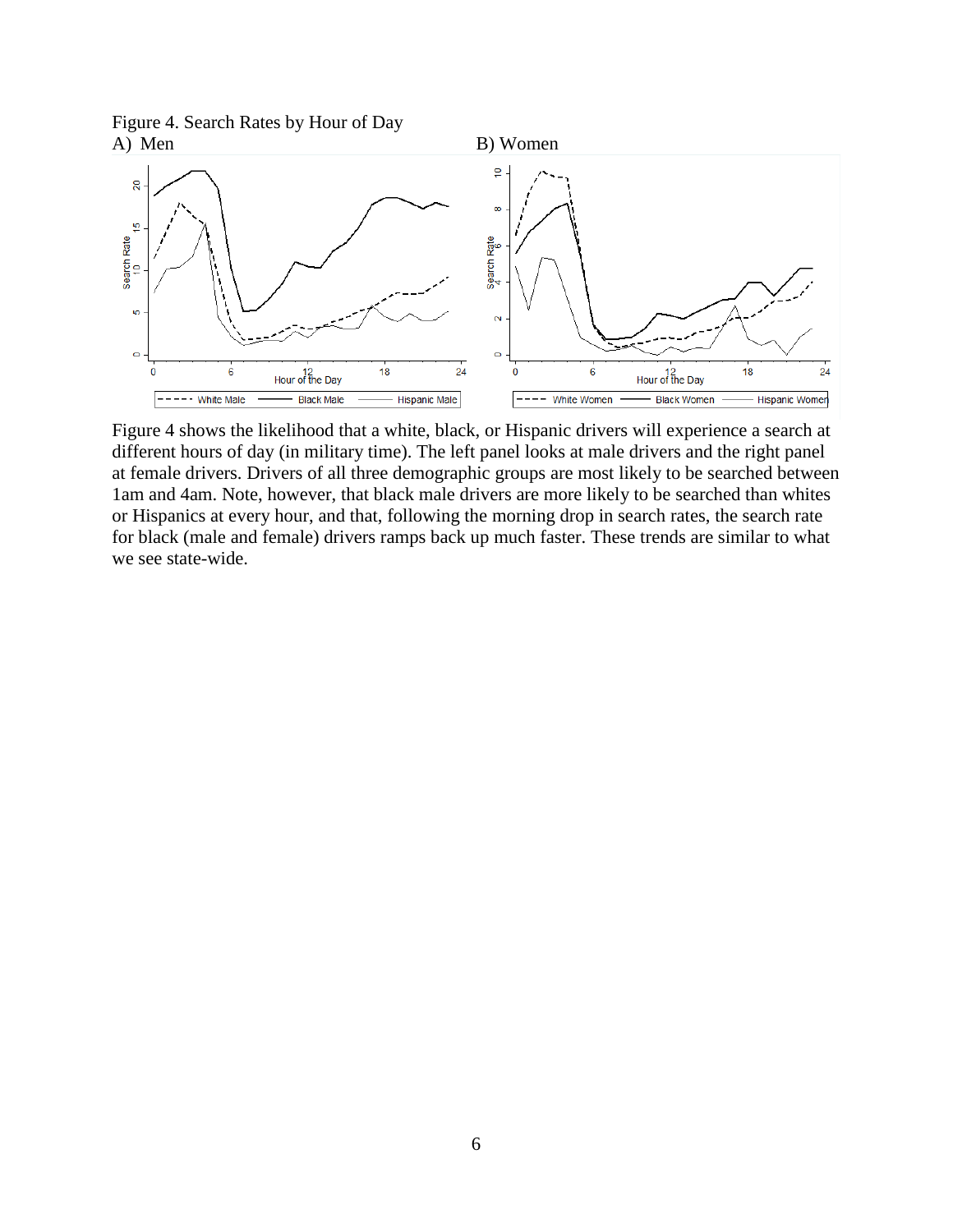Figure 4. Search Rates by Hour of Day

A) Men

B) Women

Figure 4 shows the likelihood that a white, black, or Hispanic drivers will experience a search at different hours of day (in military time). The left panel looks at male drivers and the right panel at female drivers. Drivers of all three demographic groups are most likely to be searched between 1am and 4am. Note, however, that black male drivers are more likely to be searched than whites or Hispanics at every hour, and that, following the morning drop in search rates, the search rate for black (male and female) drivers ramps back up much faster. These trends are similar to what we see state-wide.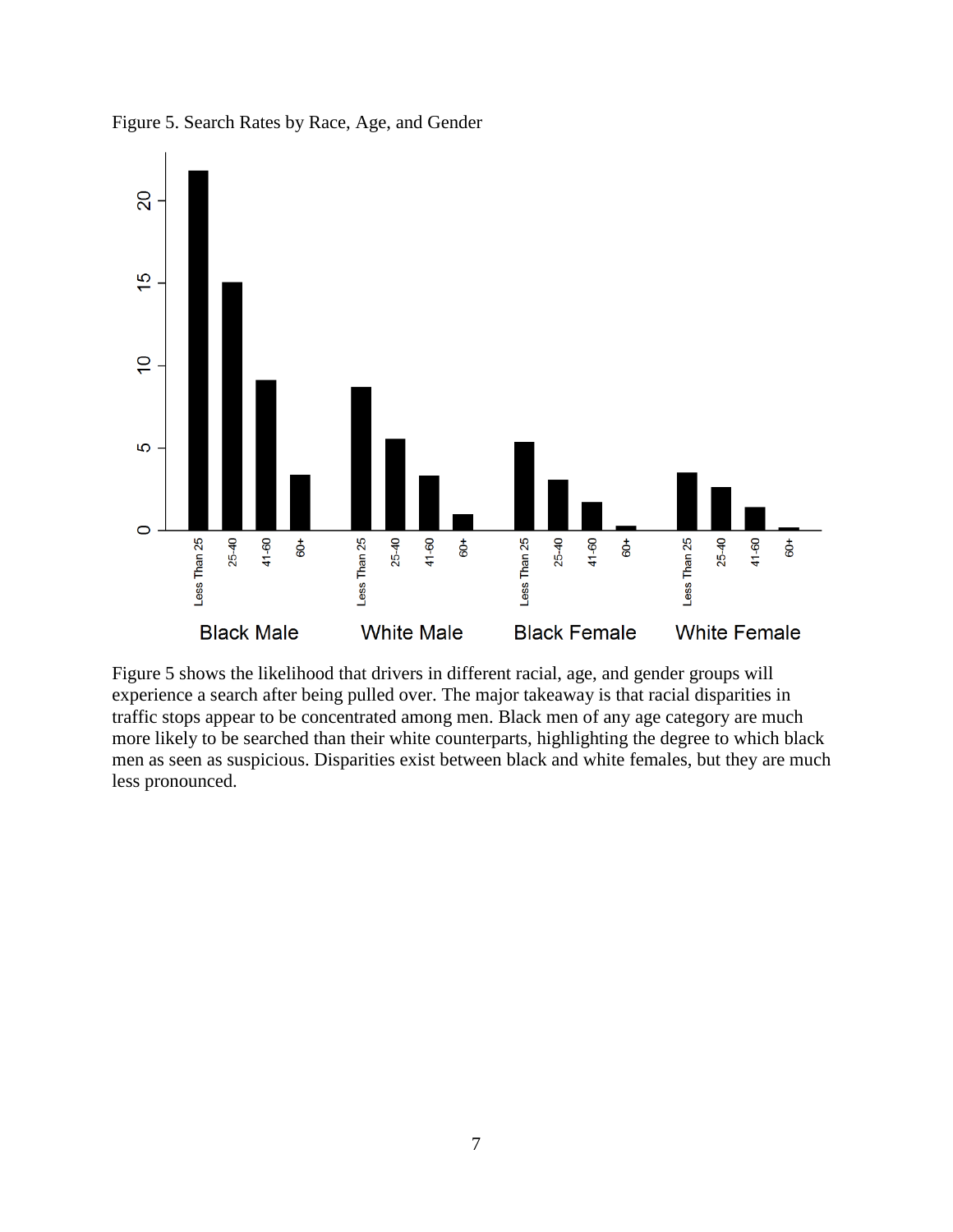Figure 5. Search Rates by Race, Age, and Gender

Figure 5 shows the likelihood that drivers in different racial, age, and gender groups will experience a search after being pulled over. The major takeaway is that racial disparities in traffic stops appear to be concentrated among men. Black men of any age category are much more likely to be searched than their white counterparts, highlighting the degree to which black men as seen as suspicious. Disparities exist between black and white females, but they are much less pronounced.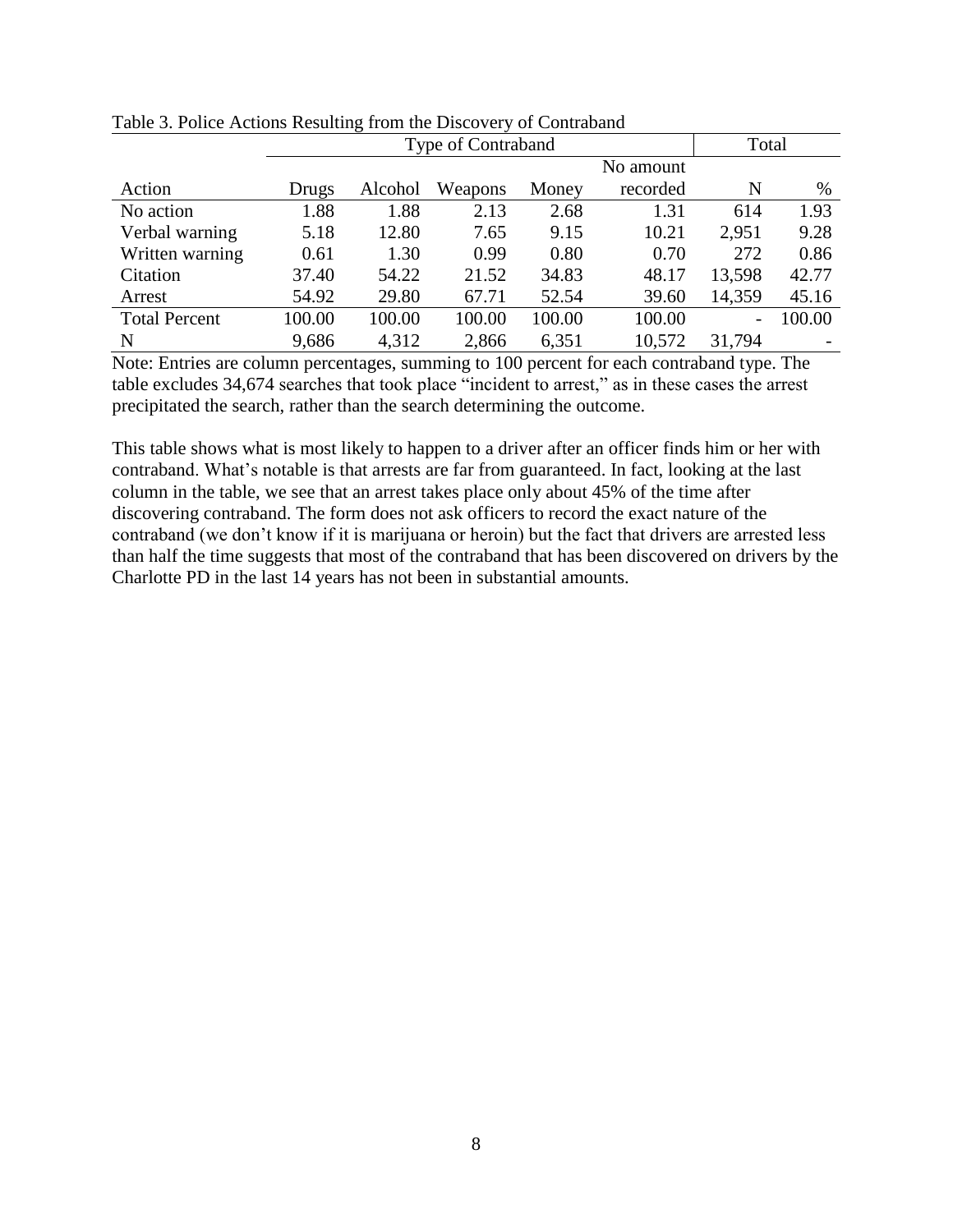Table 3. Police Actions Resulting from the Discovery of Contraband

| | Type of Contraband | | | | | Total | |
|---|---|---|---|---|---|---|---|
| Action | Drugs | Alcohol | Weapons | Money | No amount recorded | N | % |
| No action | 1.88 | 1.88 | 2.13 | 2.68 | 1.31 | 614 | 1.93 |
| Verbal warning | 5.18 | 12.80 | 7.65 | 9.15 | 10.21 | 2,951 | 9.28 |
| Written warning | 0.61 | 1.30 | 0.99 | 0.80 | 0.70 | 272 | 0.86 |
| Citation | 37.40 | 54.22 | 21.52 | 34.83 | 48.17 | 13,598 | 42.77 |
| Arrest | 54.92 | 29.80 | 67.71 | 52.54 | 39.60 | 14,359 | 45.16 |
| Total Percent | 100.00 | 100.00 | 100.00 | 100.00 | 100.00 | - | 100.00 |
| N | 9,686 | 4,312 | 2,866 | 6,351 | 10,572 | 31,794 | - |

Note: Entries are column percentages, summing to 100 percent for each contraband type. The table excludes 34,674 searches that took place "incident to arrest," as in these cases the arrest precipitated the search, rather than the search determining the outcome.

This table shows what is most likely to happen to a driver after an officer finds him or her with contraband. What's notable is that arrests are far from guaranteed. In fact, looking at the last column in the table, we see that an arrest takes place only about 45% of the time after discovering contraband. The form does not ask officers to record the exact nature of the contraband (we don't know if it is marijuana or heroin) but the fact that drivers are arrested less than half the time suggests that most of the contraband that has been discovered on drivers by the Charlotte PD in the last 14 years has not been in substantial amounts.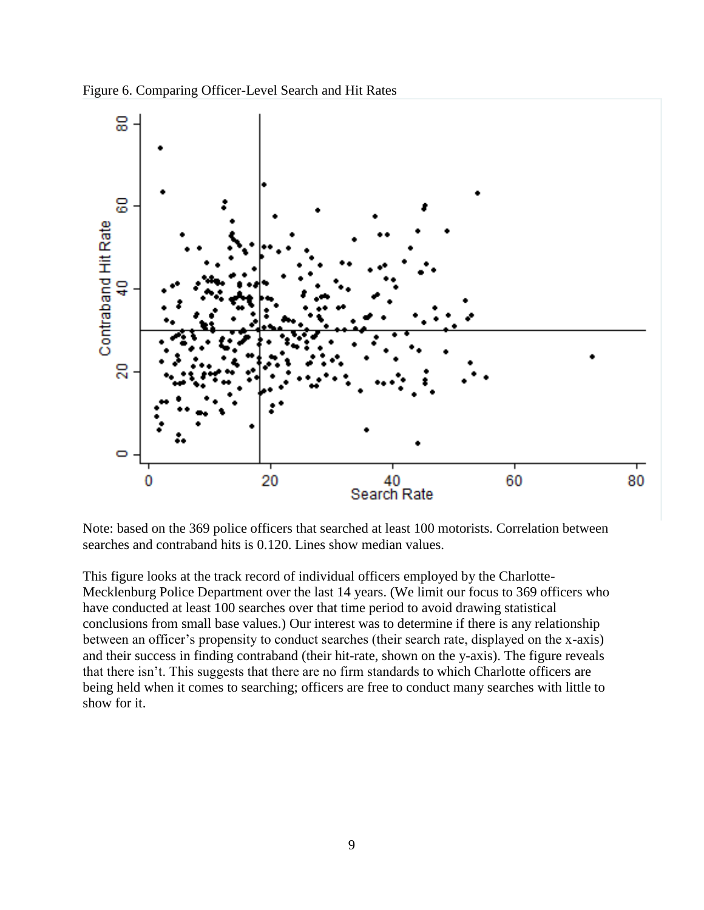Figure 6. Comparing Officer-Level Search and Hit Rates

Note: based on the 369 police officers that searched at least 100 motorists. Correlation between searches and contraband hits is 0.120. Lines show median values.

This figure looks at the track record of individual officers employed by the Charlotte-Mecklenburg Police Department over the last 14 years. (We limit our focus to 369 officers who have conducted at least 100 searches over that time period to avoid drawing statistical conclusions from small base values.) Our interest was to determine if there is any relationship between an officer's propensity to conduct searches (their search rate, displayed on the x-axis) and their success in finding contraband (their hit-rate, shown on the y-axis). The figure reveals that there isn't. This suggests that there are no firm standards to which Charlotte officers are being held when it comes to searching; officers are free to conduct many searches with little to show for it.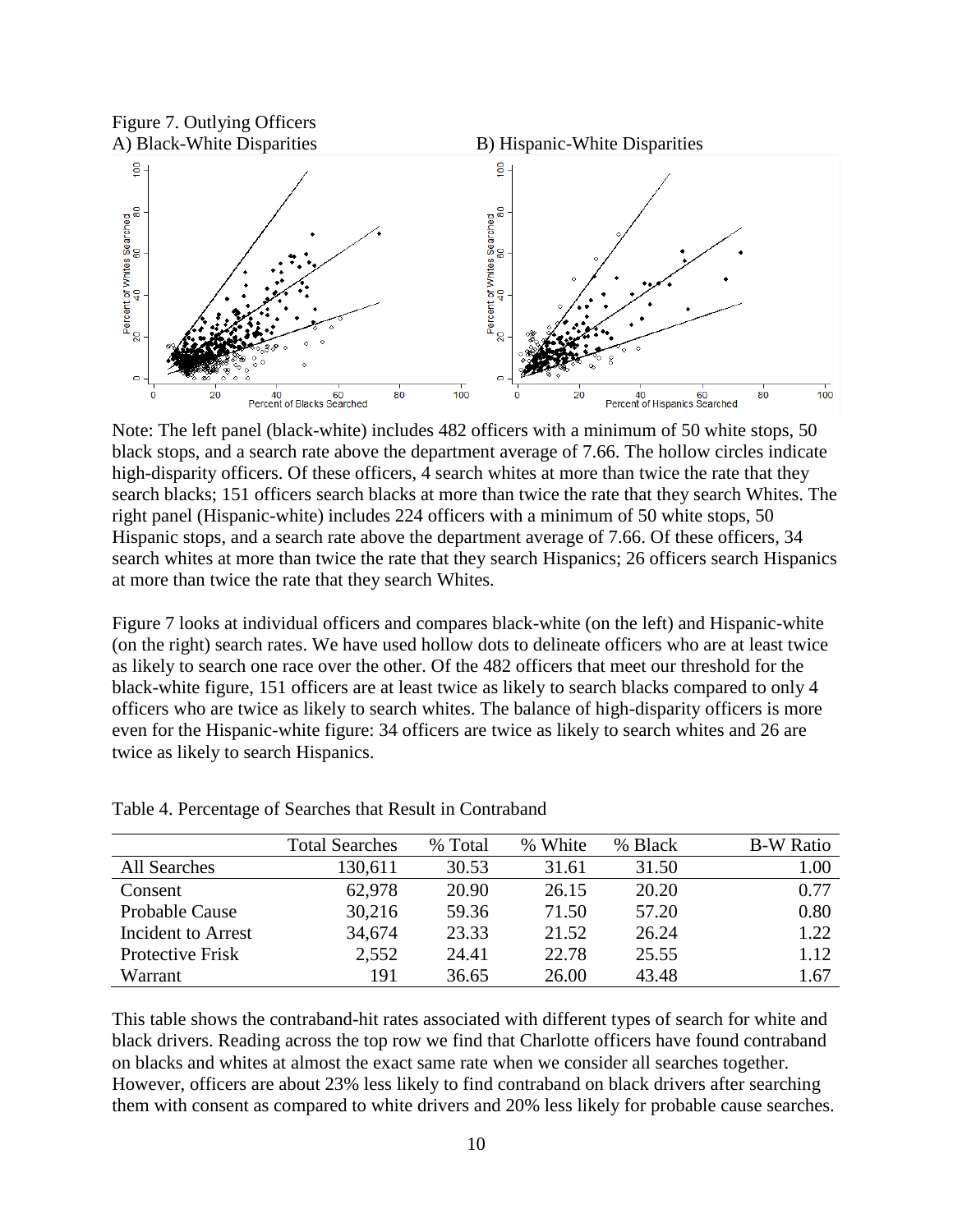Figure 7. Outlying Officers

A) Black-White Disparities

B) Hispanic-White Disparities

Note: The left panel (black-white) includes 482 officers with a minimum of 50 white stops, 50 black stops, and a search rate above the department average of 7.66. The hollow circles indicate high-disparity officers. Of these officers, 4 search whites at more than twice the rate that they search blacks; 151 officers search blacks at more than twice the rate that they search Whites. The right panel (Hispanic-white) includes 224 officers with a minimum of 50 white stops, 50 Hispanic stops, and a search rate above the department average of 7.66. Of these officers, 34 search whites at more than twice the rate that they search Hispanics; 26 officers search Hispanics at more than twice the rate that they search Whites.

Figure 7 looks at individual officers and compares black-white (on the left) and Hispanic-white (on the right) search rates. We have used hollow dots to delineate officers who are at least twice as likely to search one race over the other. Of the 482 officers that meet our threshold for the black-white figure, 151 officers are at least twice as likely to search blacks compared to only 4 officers who are twice as likely to search whites. The balance of high-disparity officers is more even for the Hispanic-white figure: 34 officers are twice as likely to search whites and 26 are twice as likely to search Hispanics.

Table 4. Percentage of Searches that Result in Contraband

| | Total Searches | % Total | % White | % Black | B-W Ratio |
|---|---|---|---|---|---|
| All Searches | 130,611 | 30.53 | 31.61 | 31.50 | 1.00 |
| Consent | 62,978 | 20.90 | 26.15 | 20.20 | 0.77 |
| Probable Cause | 30,216 | 59.36 | 71.50 | 57.20 | 0.80 |
| Incident to Arrest | 34,674 | 23.33 | 21.52 | 26.24 | 1.22 |
| Protective Frisk | 2,552 | 24.41 | 22.78 | 25.55 | 1.12 |
| Warrant | 191 | 36.65 | 26.00 | 43.48 | 1.67 |

This table shows the contraband-hit rates associated with different types of search for white and black drivers. Reading across the top row we find that Charlotte officers have found contraband on blacks and whites at almost the exact same rate when we consider all searches together. However, officers are about 23% less likely to find contraband on black drivers after searching them with consent as compared to white drivers and 20% less likely for probable cause searches.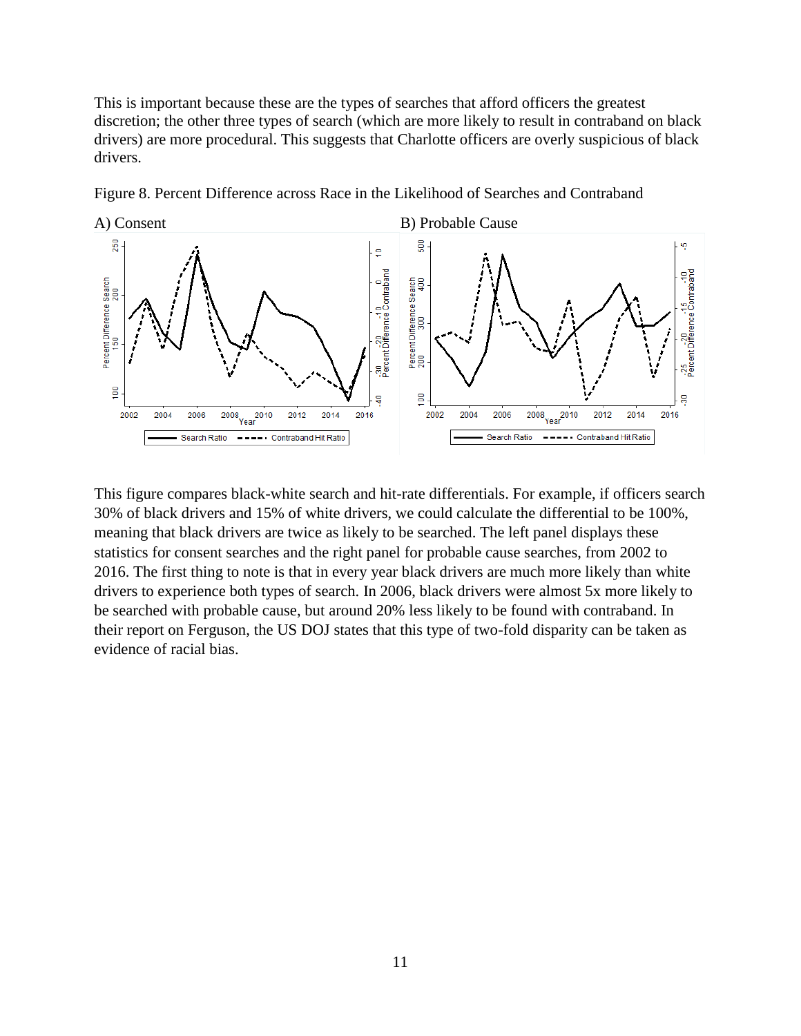This is important because these are the types of searches that afford officers the greatest discretion; the other three types of search (which are more likely to result in contraband on black drivers) are more procedural. This suggests that Charlotte officers are overly suspicious of black drivers.

Figure 8. Percent Difference across Race in the Likelihood of Searches and Contraband

A) Consent

B) Probable Cause

This figure compares black-white search and hit-rate differentials. For example, if officers search 30% of black drivers and 15% of white drivers, we could calculate the differential to be 100%, meaning that black drivers are twice as likely to be searched. The left panel displays these statistics for consent searches and the right panel for probable cause searches, from 2002 to 2016. The first thing to note is that in every year black drivers are much more likely than white drivers to experience both types of search. In 2006, black drivers were almost 5x more likely to be searched with probable cause, but around 20% less likely to be found with contraband. In their report on Ferguson, the US DOJ states that this type of two-fold disparity can be taken as evidence of racial bias.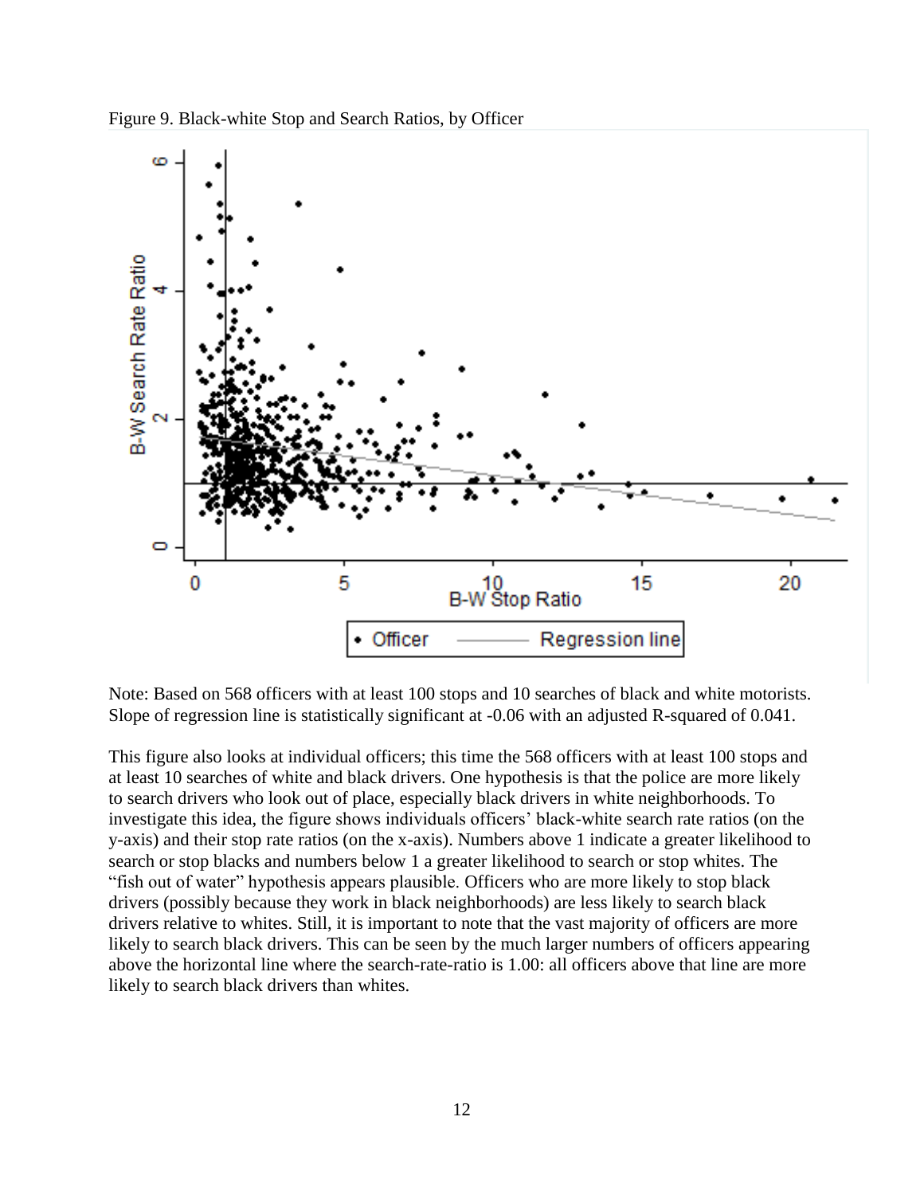Figure 9. Black-white Stop and Search Ratios, by Officer

B-W Search Rate Ratio

0
2
4
6

0
5
10
15
20

B-W Stop Ratio

• Officer
Regression line

Note: Based on 568 officers with at least 100 stops and 10 searches of black and white motorists. Slope of regression line is statistically significant at -0.06 with an adjusted R-squared of 0.041.

This figure also looks at individual officers; this time the 568 officers with at least 100 stops and at least 10 searches of white and black drivers. One hypothesis is that the police are more likely to search drivers who look out of place, especially black drivers in white neighborhoods. To investigate this idea, the figure shows individuals officers' black-white search rate ratios (on the y-axis) and their stop rate ratios (on the x-axis). Numbers above 1 indicate a greater likelihood to search or stop blacks and numbers below 1 a greater likelihood to search or stop whites. The "fish out of water" hypothesis appears plausible. Officers who are more likely to stop black drivers (possibly because they work in black neighborhoods) are less likely to search black drivers relative to whites. Still, it is important to note that the vast majority of officers are more likely to search black drivers. This can be seen by the much larger numbers of officers appearing above the horizontal line where the search-rate-ratio is 1.00: all officers above that line are more likely to search black drivers than whites.